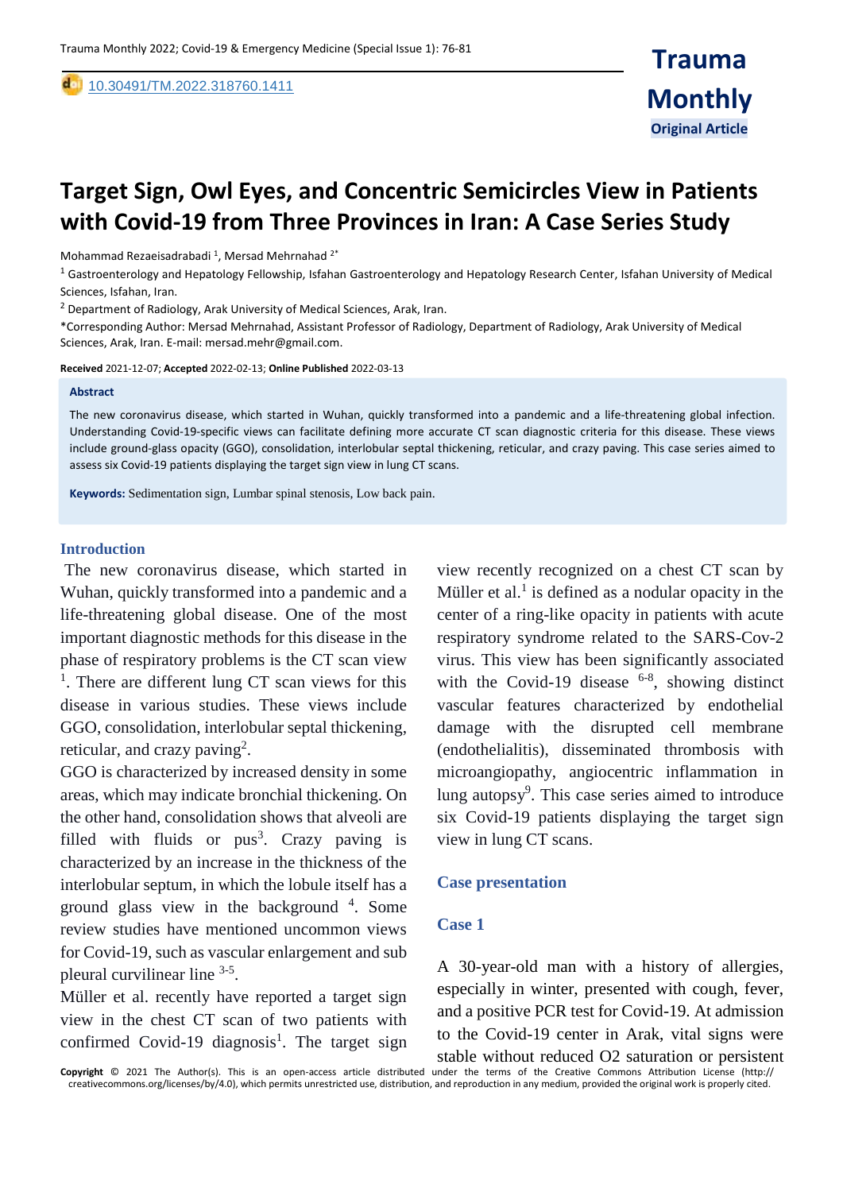# Target Sign, Owl Eyes, and Concentric Semicircles View in Patients with Covid-19 from Three Provinces in Iran: A Case Series Study

Mohammad Rezaeisadrabadi [1], Mersad Mehrnahad [2*]

[1] Gastroenterology and Hepatology Fellowship, Isfahan Gastroenterology and Hepatology Research Center, Isfahan University of Medical Sciences, Isfahan, Iran.

[2] Department of Radiology, Arak University of Medical Sciences, Arak, Iran.

*Corresponding Author: Mersad Mehrnahad, Assistant Professor of Radiology, Department of Radiology, Arak University of Medical Sciences, Arak, Iran. E-mail: mersad.mehr@gmail.com.

**Received** 2021-12-07; **Accepted** 2022-02-13; **Online Published** 2022-03-13

DOI: 10.30491/TM.2022.318760.1411

**Original Article**

## Abstract

The new coronavirus disease, which started in Wuhan, quickly transformed into a pandemic and a life-threatening global infection. Understanding Covid-19-specific views can facilitate defining more accurate CT scan diagnostic criteria for this disease. These views include ground-glass opacity (GGO), consolidation, interlobular septal thickening, reticular, and crazy paving. This case series aimed to assess six Covid-19 patients displaying the target sign view in lung CT scans.

**Keywords:** Sedimentation sign, Lumbar spinal stenosis, Low back pain.

## Introduction

The new coronavirus disease, which started in Wuhan, quickly transformed into a pandemic and a life-threatening global disease. One of the most important diagnostic methods for this disease in the phase of respiratory problems is the CT scan view [1]. There are different lung CT scan views for this disease in various studies. These views include GGO, consolidation, interlobular septal thickening, reticular, and crazy paving[2].

GGO is characterized by increased density in some areas, which may indicate bronchial thickening. On the other hand, consolidation shows that alveoli are filled with fluids or pus[3]. Crazy paving is characterized by an increase in the thickness of the interlobular septum, in which the lobule itself has a ground glass view in the background [4]. Some review studies have mentioned uncommon views for Covid-19, such as vascular enlargement and sub pleural curvilinear line [3-5].

Müller et al. recently have reported a target sign view in the chest CT scan of two patients with confirmed Covid-19 diagnosis[1]. The target sign view recently recognized on a chest CT scan by Müller et al.[1] is defined as a nodular opacity in the center of a ring-like opacity in patients with acute respiratory syndrome related to the SARS-Cov-2 virus. This view has been significantly associated with the Covid-19 disease [6-8], showing distinct vascular features characterized by endothelial damage with the disrupted cell membrane (endothelialitis), disseminated thrombosis with microangiopathy, angiocentric inflammation in lung autopsy[9]. This case series aimed to introduce six Covid-19 patients displaying the target sign view in lung CT scans.

## Case presentation

### Case 1

A 30-year-old man with a history of allergies, especially in winter, presented with cough, fever, and a positive PCR test for Covid-19. At admission to the Covid-19 center in Arak, vital signs were stable without reduced O2 saturation or persistent

**Copyright** © 2021 The Author(s). This is an open-access article distributed under the terms of the Creative Commons Attribution License (http://creativecommons.org/licenses/by/4.0), which permits unrestricted use, distribution, and reproduction in any medium, provided the original work is properly cited.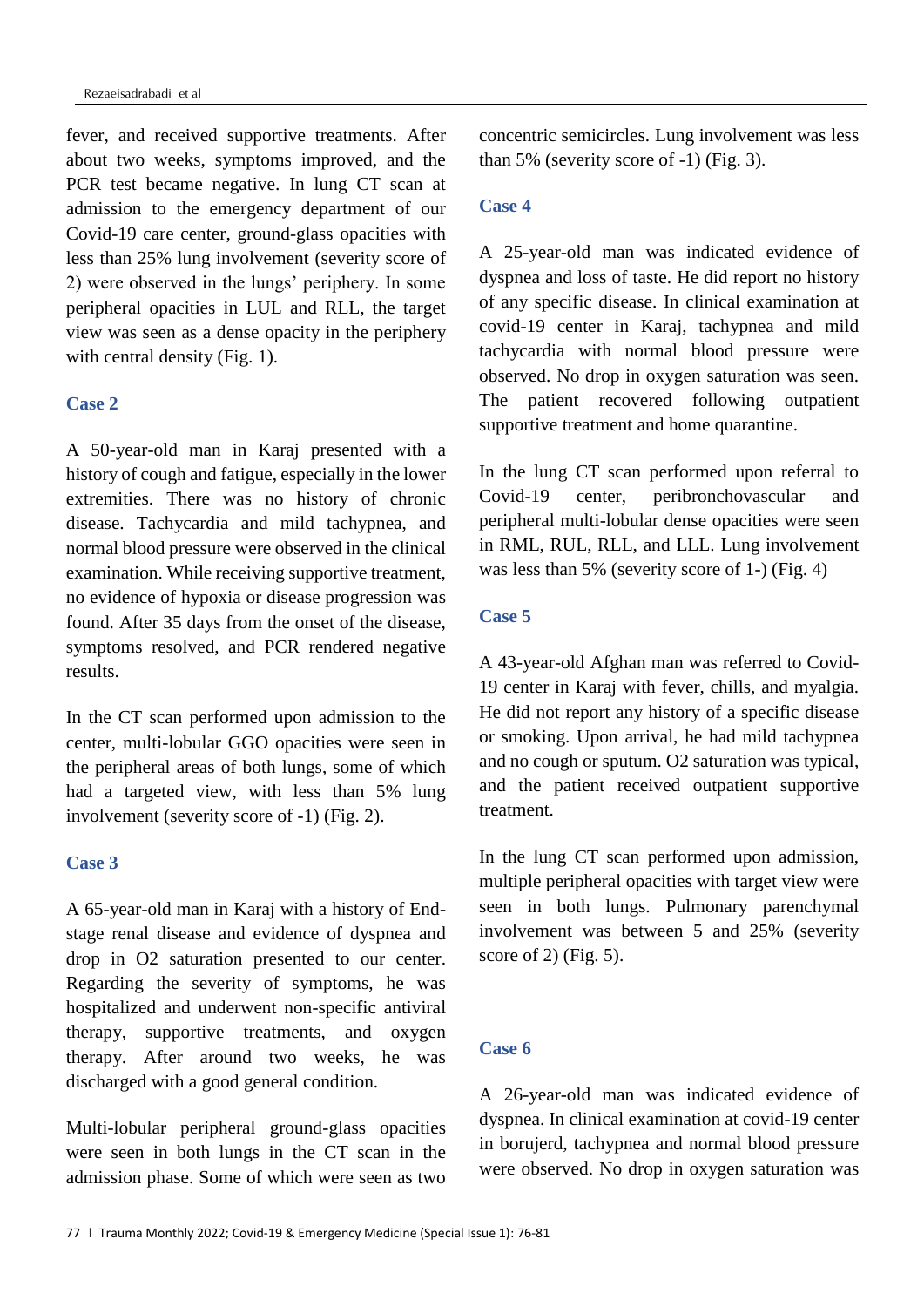fever, and received supportive treatments. After about two weeks, symptoms improved, and the PCR test became negative. In lung CT scan at admission to the emergency department of our Covid-19 care center, ground-glass opacities with less than 25% lung involvement (severity score of 2) were observed in the lungs' periphery. In some peripheral opacities in LUL and RLL, the target view was seen as a dense opacity in the periphery with central density (Fig. 1).

### Case 2

A 50-year-old man in Karaj presented with a history of cough and fatigue, especially in the lower extremities. There was no history of chronic disease. Tachycardia and mild tachypnea, and normal blood pressure were observed in the clinical examination. While receiving supportive treatment, no evidence of hypoxia or disease progression was found. After 35 days from the onset of the disease, symptoms resolved, and PCR rendered negative results.

In the CT scan performed upon admission to the center, multi-lobular GGO opacities were seen in the peripheral areas of both lungs, some of which had a targeted view, with less than 5% lung involvement (severity score of -1) (Fig. 2).

### Case 3

A 65-year-old man in Karaj with a history of End-stage renal disease and evidence of dyspnea and drop in O2 saturation presented to our center. Regarding the severity of symptoms, he was hospitalized and underwent non-specific antiviral therapy, supportive treatments, and oxygen therapy. After around two weeks, he was discharged with a good general condition.

Multi-lobular peripheral ground-glass opacities were seen in both lungs in the CT scan in the admission phase. Some of which were seen as two concentric semicircles. Lung involvement was less than 5% (severity score of -1) (Fig. 3).

### Case 4

A 25-year-old man was indicated evidence of dyspnea and loss of taste. He did report no history of any specific disease. In clinical examination at covid-19 center in Karaj, tachypnea and mild tachycardia with normal blood pressure were observed. No drop in oxygen saturation was seen. The patient recovered following outpatient supportive treatment and home quarantine.

In the lung CT scan performed upon referral to Covid-19 center, peribronchovascular and peripheral multi-lobular dense opacities were seen in RML, RUL, RLL, and LLL. Lung involvement was less than 5% (severity score of 1-) (Fig. 4)

### Case 5

A 43-year-old Afghan man was referred to Covid-19 center in Karaj with fever, chills, and myalgia. He did not report any history of a specific disease or smoking. Upon arrival, he had mild tachypnea and no cough or sputum. O2 saturation was typical, and the patient received outpatient supportive treatment.

In the lung CT scan performed upon admission, multiple peripheral opacities with target view were seen in both lungs. Pulmonary parenchymal involvement was between 5 and 25% (severity score of 2) (Fig. 5).

### Case 6

A 26-year-old man was indicated evidence of dyspnea. In clinical examination at covid-19 center in borujerd, tachypnea and normal blood pressure were observed. No drop in oxygen saturation was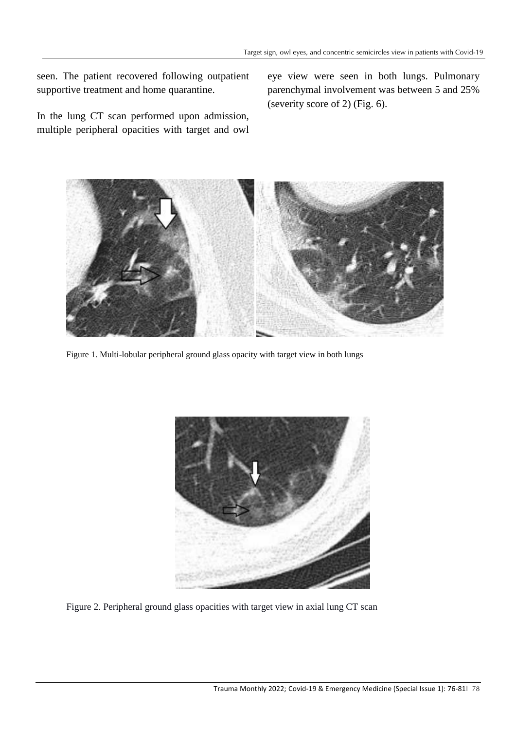seen. The patient recovered following outpatient supportive treatment and home quarantine.

In the lung CT scan performed upon admission, multiple peripheral opacities with target and owl eye view were seen in both lungs. Pulmonary parenchymal involvement was between 5 and 25% (severity score of 2) (Fig. 6).

Figure 1. Multi-lobular peripheral ground glass opacity with target view in both lungs

Figure 2. Peripheral ground glass opacities with target view in axial lung CT scan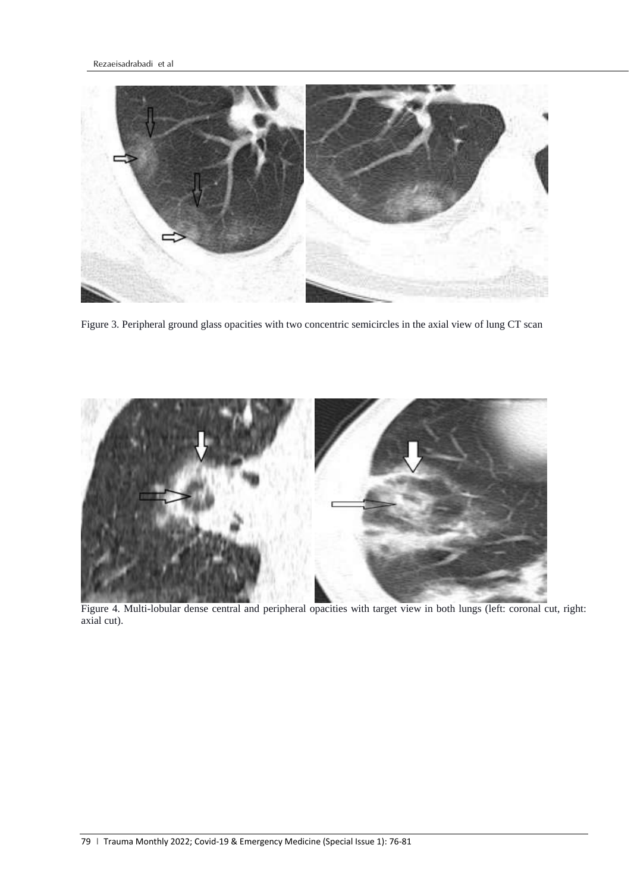Figure 3. Peripheral ground glass opacities with two concentric semicircles in the axial view of lung CT scan

Figure 4. Multi-lobular dense central and peripheral opacities with target view in both lungs (left: coronal cut, right: axial cut).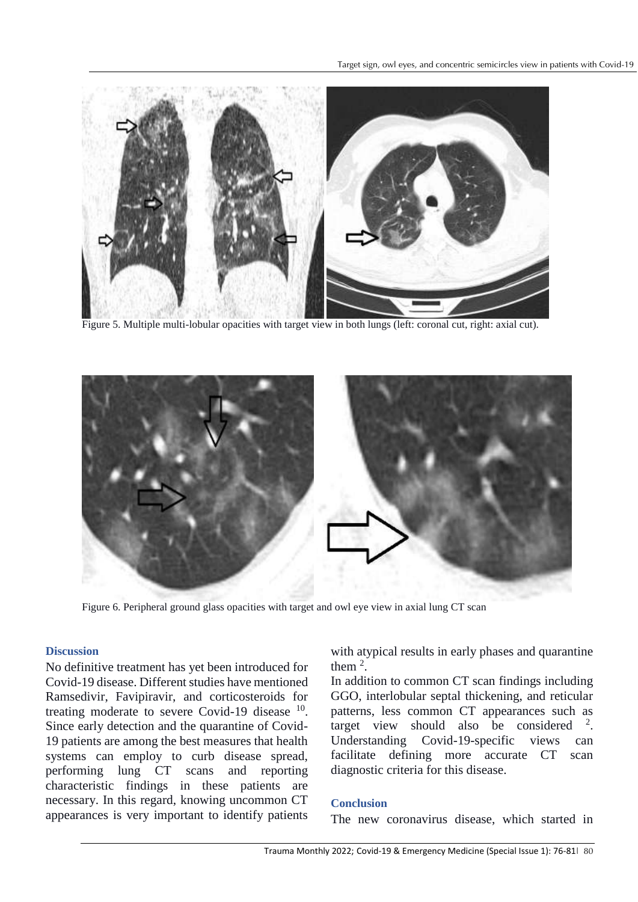Figure 5. Multiple multi-lobular opacities with target view in both lungs (left: coronal cut, right: axial cut).

Figure 6. Peripheral ground glass opacities with target and owl eye view in axial lung CT scan

## Discussion

No definitive treatment has yet been introduced for Covid-19 disease. Different studies have mentioned Ramsedivir, Favipiravir, and corticosteroids for treating moderate to severe Covid-19 disease [10]. Since early detection and the quarantine of Covid-19 patients are among the best measures that health systems can employ to curb disease spread, performing lung CT scans and reporting characteristic findings in these patients are necessary. In this regard, knowing uncommon CT appearances is very important to identify patients with atypical results in early phases and quarantine them [2].

In addition to common CT scan findings including GGO, interlobular septal thickening, and reticular patterns, less common CT appearances such as target view should also be considered [2]. Understanding Covid-19-specific views can facilitate defining more accurate CT scan diagnostic criteria for this disease.

## Conclusion

The new coronavirus disease, which started in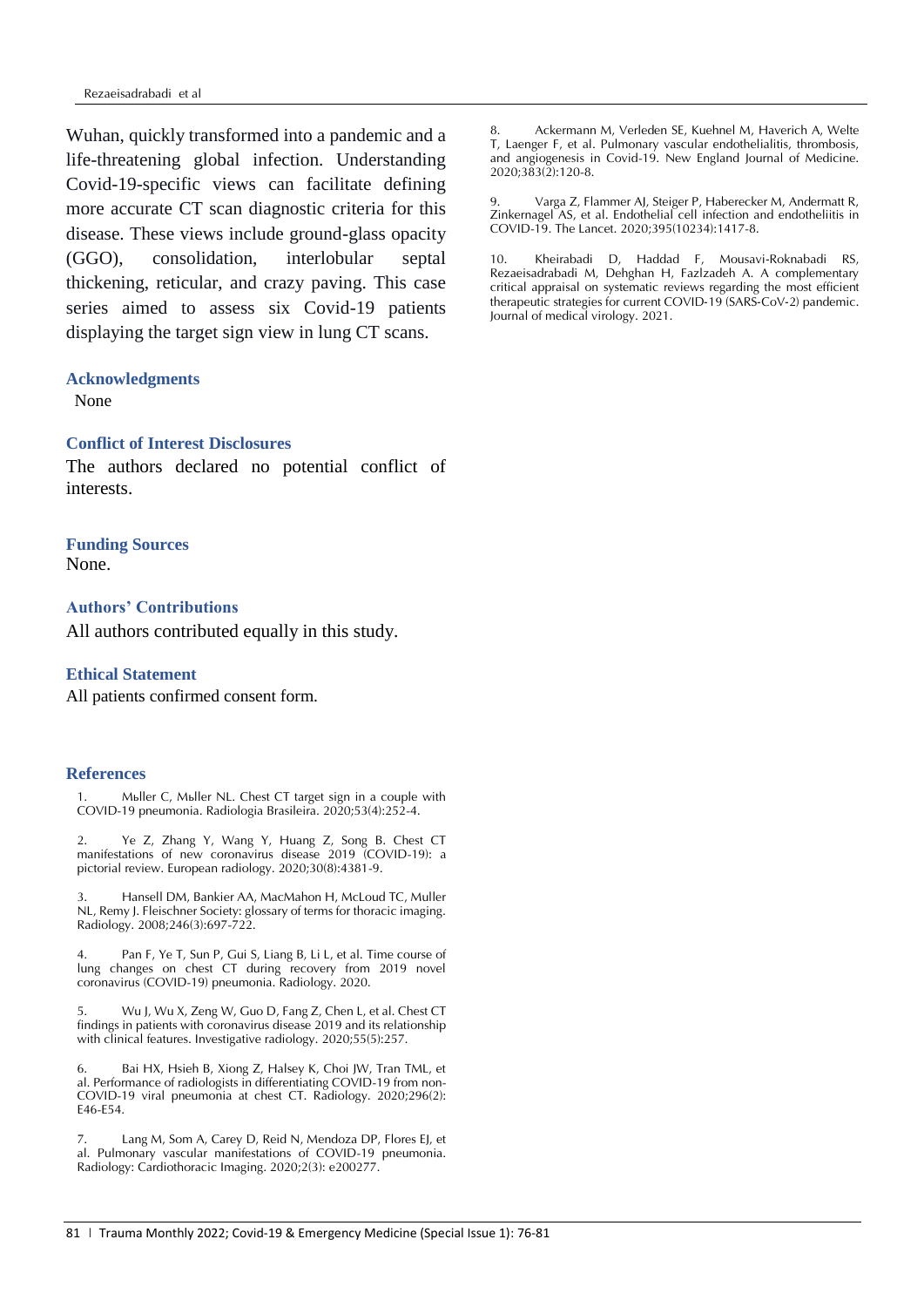Wuhan, quickly transformed into a pandemic and a life-threatening global infection. Understanding Covid-19-specific views can facilitate defining more accurate CT scan diagnostic criteria for this disease. These views include ground-glass opacity (GGO), consolidation, interlobular septal thickening, reticular, and crazy paving. This case series aimed to assess six Covid-19 patients displaying the target sign view in lung CT scans.

## Acknowledgments

None

## Conflict of Interest Disclosures

The authors declared no potential conflict of interests.

## Funding Sources

None.

## Authors' Contributions

All authors contributed equally in this study.

## Ethical Statement

All patients confirmed consent form.

## References

1. Mьller C, Mьller NL. Chest CT target sign in a couple with COVID-19 pneumonia. Radiologia Brasileira. 2020;53(4):252-4.

2. Ye Z, Zhang Y, Wang Y, Huang Z, Song B. Chest CT manifestations of new coronavirus disease 2019 (COVID-19): a pictorial review. European radiology. 2020;30(8):4381-9.

3. Hansell DM, Bankier AA, MacMahon H, McLoud TC, Muller NL, Remy J. Fleischner Society: glossary of terms for thoracic imaging. Radiology. 2008;246(3):697-722.

4. Pan F, Ye T, Sun P, Gui S, Liang B, Li L, et al. Time course of lung changes on chest CT during recovery from 2019 novel coronavirus (COVID-19) pneumonia. Radiology. 2020.

5. Wu J, Wu X, Zeng W, Guo D, Fang Z, Chen L, et al. Chest CT findings in patients with coronavirus disease 2019 and its relationship with clinical features. Investigative radiology. 2020;55(5):257.

6. Bai HX, Hsieh B, Xiong Z, Halsey K, Choi JW, Tran TML, et al. Performance of radiologists in differentiating COVID-19 from non-COVID-19 viral pneumonia at chest CT. Radiology. 2020;296(2): E46-E54.

7. Lang M, Som A, Carey D, Reid N, Mendoza DP, Flores EJ, et al. Pulmonary vascular manifestations of COVID-19 pneumonia. Radiology: Cardiothoracic Imaging. 2020;2(3): e200277.

8. Ackermann M, Verleden SE, Kuehnel M, Haverich A, Welte T, Laenger F, et al. Pulmonary vascular endothelialitis, thrombosis, and angiogenesis in Covid-19. New England Journal of Medicine. 2020;383(2):120-8.

9. Varga Z, Flammer AJ, Steiger P, Haberecker M, Andermatt R, Zinkernagel AS, et al. Endothelial cell infection and endotheliitis in COVID-19. The Lancet. 2020;395(10234):1417-8.

10. Kheirabadi D, Haddad F, Mousavi-Roknabadi RS, Rezaeisadrabadi M, Dehghan H, Fazlzadeh A. A complementary critical appraisal on systematic reviews regarding the most efficient therapeutic strategies for current COVID-19 (SARS-CoV-2) pandemic. Journal of medical virology. 2021.